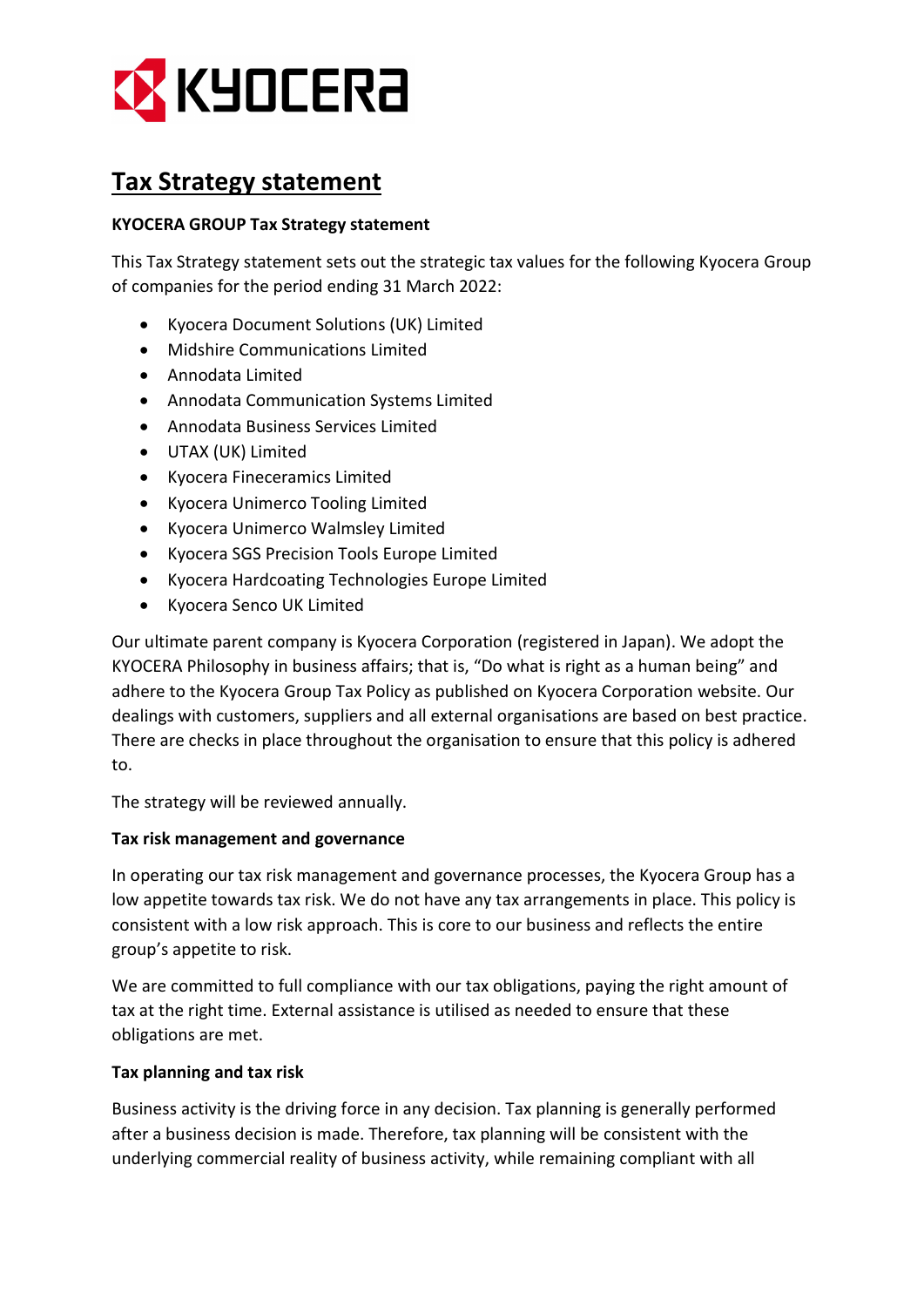# Tax Strategy statement

**KYOCERA GROUP Tax Strategy statement**

This Tax Strategy statement sets out the strategic tax values for the following Kyocera Group of companies for the period ending 31 March 2022:

- Kyocera Document Solutions (UK) Limited
- Midshire Communications Limited
- Annodata Limited
- Annodata Communication Systems Limited
- Annodata Business Services Limited
- UTAX (UK) Limited
- Kyocera Fineceramics Limited
- Kyocera Unimerco Tooling Limited
- Kyocera Unimerco Walmsley Limited
- Kyocera SGS Precision Tools Europe Limited
- Kyocera Hardcoating Technologies Europe Limited
- Kyocera Senco UK Limited

Our ultimate parent company is Kyocera Corporation (registered in Japan). We adopt the KYOCERA Philosophy in business affairs; that is, "Do what is right as a human being" and adhere to the Kyocera Group Tax Policy as published on Kyocera Corporation website. Our dealings with customers, suppliers and all external organisations are based on best practice. There are checks in place throughout the organisation to ensure that this policy is adhered to.

The strategy will be reviewed annually.

**Tax risk management and governance**

In operating our tax risk management and governance processes, the Kyocera Group has a low appetite towards tax risk. We do not have any tax arrangements in place. This policy is consistent with a low risk approach. This is core to our business and reflects the entire group's appetite to risk.

We are committed to full compliance with our tax obligations, paying the right amount of tax at the right time. External assistance is utilised as needed to ensure that these obligations are met.

**Tax planning and tax risk**

Business activity is the driving force in any decision. Tax planning is generally performed after a business decision is made. Therefore, tax planning will be consistent with the underlying commercial reality of business activity, while remaining compliant with all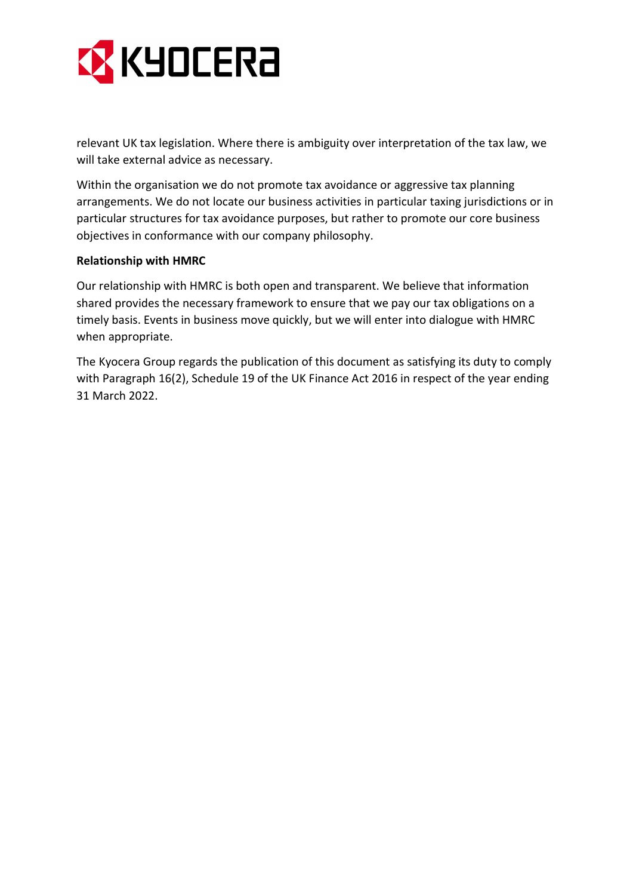relevant UK tax legislation. Where there is ambiguity over interpretation of the tax law, we will take external advice as necessary.

Within the organisation we do not promote tax avoidance or aggressive tax planning arrangements. We do not locate our business activities in particular taxing jurisdictions or in particular structures for tax avoidance purposes, but rather to promote our core business objectives in conformance with our company philosophy.

**Relationship with HMRC**

Our relationship with HMRC is both open and transparent. We believe that information shared provides the necessary framework to ensure that we pay our tax obligations on a timely basis. Events in business move quickly, but we will enter into dialogue with HMRC when appropriate.

The Kyocera Group regards the publication of this document as satisfying its duty to comply with Paragraph 16(2), Schedule 19 of the UK Finance Act 2016 in respect of the year ending 31 March 2022.